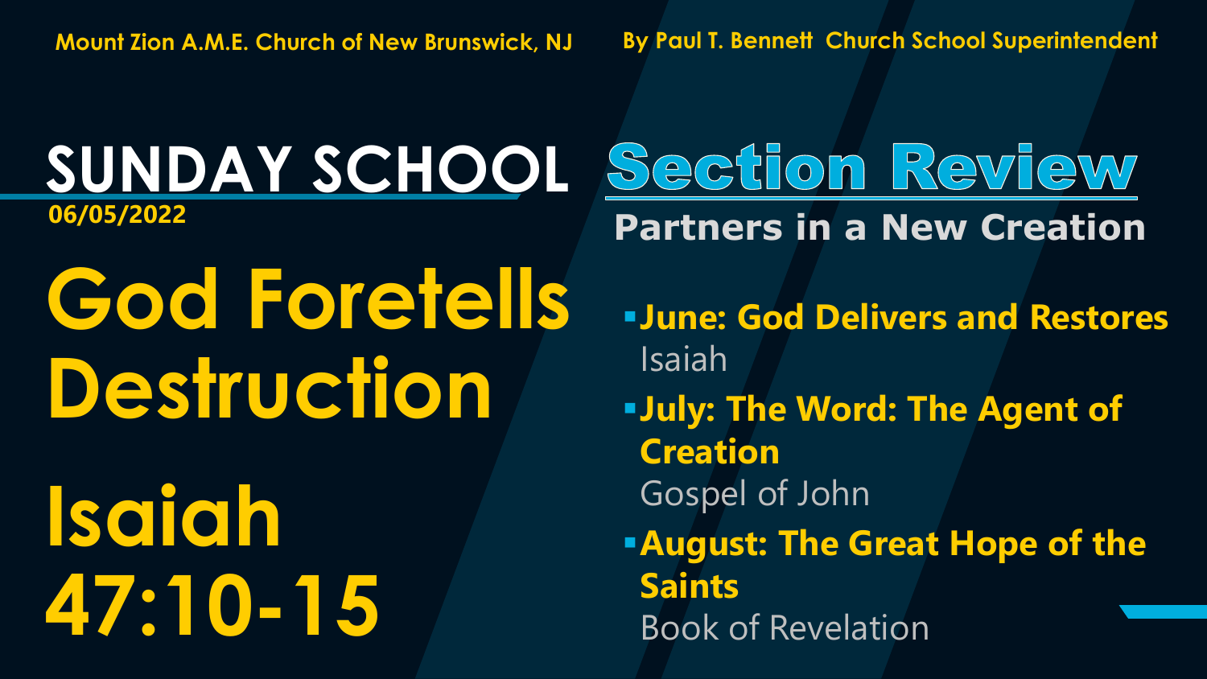Mount Zion A.M.E. Church of New Brunswick, NJ

By Paul T. Bennett Church School Superintendent

# SUNDAY SCHOOL

06/05/2022

# God Foretells Destruction

# Isaiah 47:10-15

## Section Review

### Partners in a New Creation

- **June: God Delivers and Restores**
  Isaiah
- **July: The Word: The Agent of Creation**
  Gospel of John
- **August: The Great Hope of the Saints**
  Book of Revelation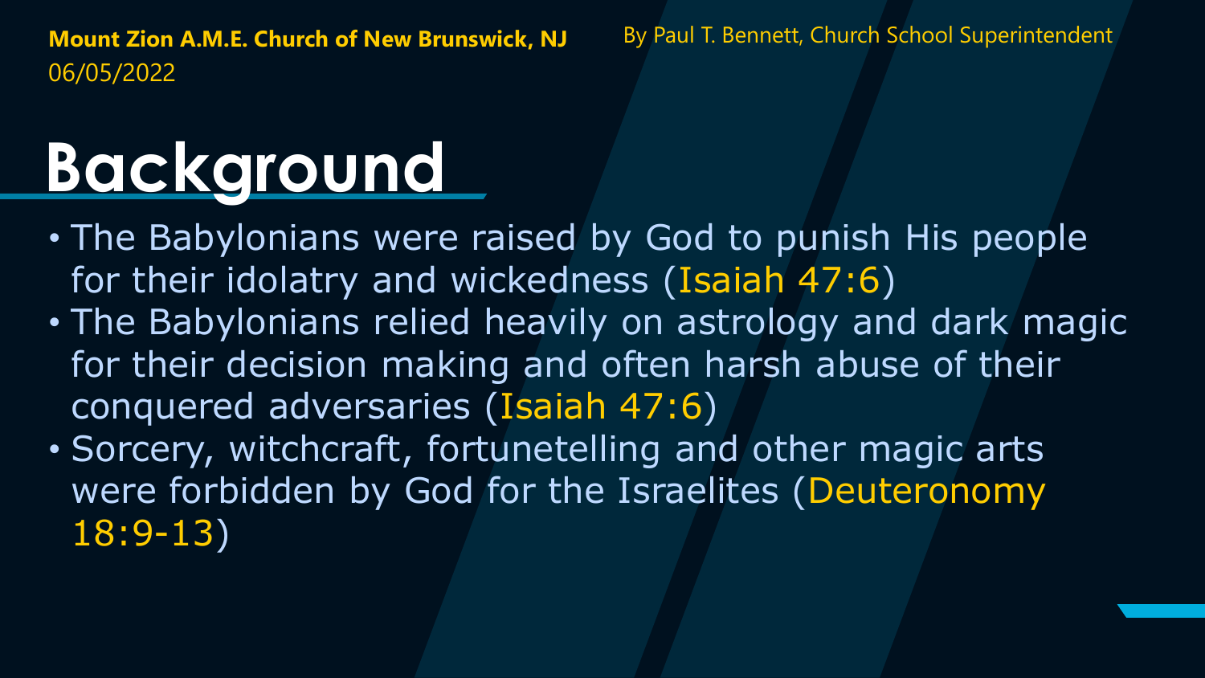**Mount Zion A.M.E. Church of New Brunswick, NJ**
06/05/2022

By Paul T. Bennett, Church School Superintendent

# Background

- The Babylonians were raised by God to punish His people for their idolatry and wickedness (Isaiah 47:6)
- The Babylonians relied heavily on astrology and dark magic for their decision making and often harsh abuse of their conquered adversaries (Isaiah 47:6)
- Sorcery, witchcraft, fortunetelling and other magic arts were forbidden by God for the Israelites (Deuteronomy 18:9-13)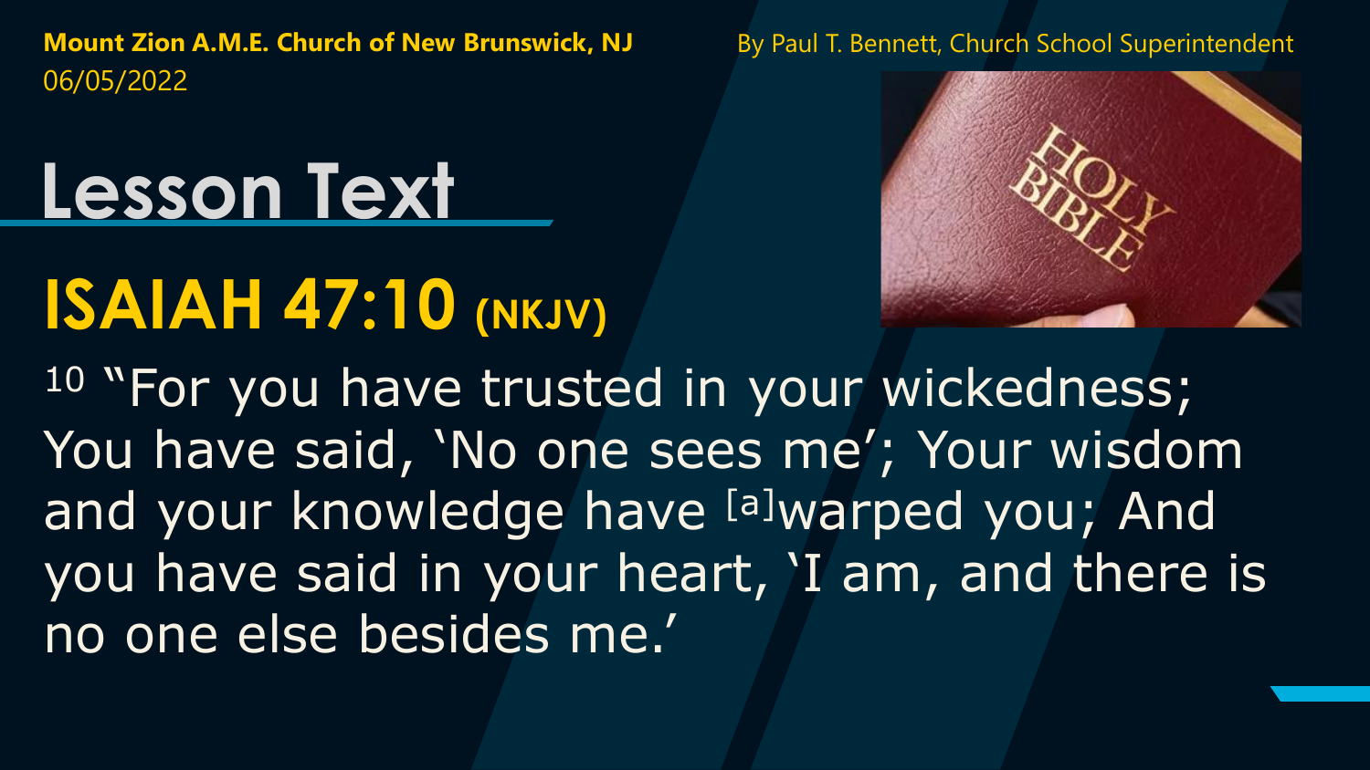**Mount Zion A.M.E. Church of New Brunswick, NJ**
06/05/2022

By Paul T. Bennett, Church School Superintendent

# Lesson Text

## ISAIAH 47:10 (NKJV)

10 "For you have trusted in your wickedness; You have said, 'No one sees me'; Your wisdom and your knowledge have [a]warped you; And you have said in your heart, 'I am, and there is no one else besides me.'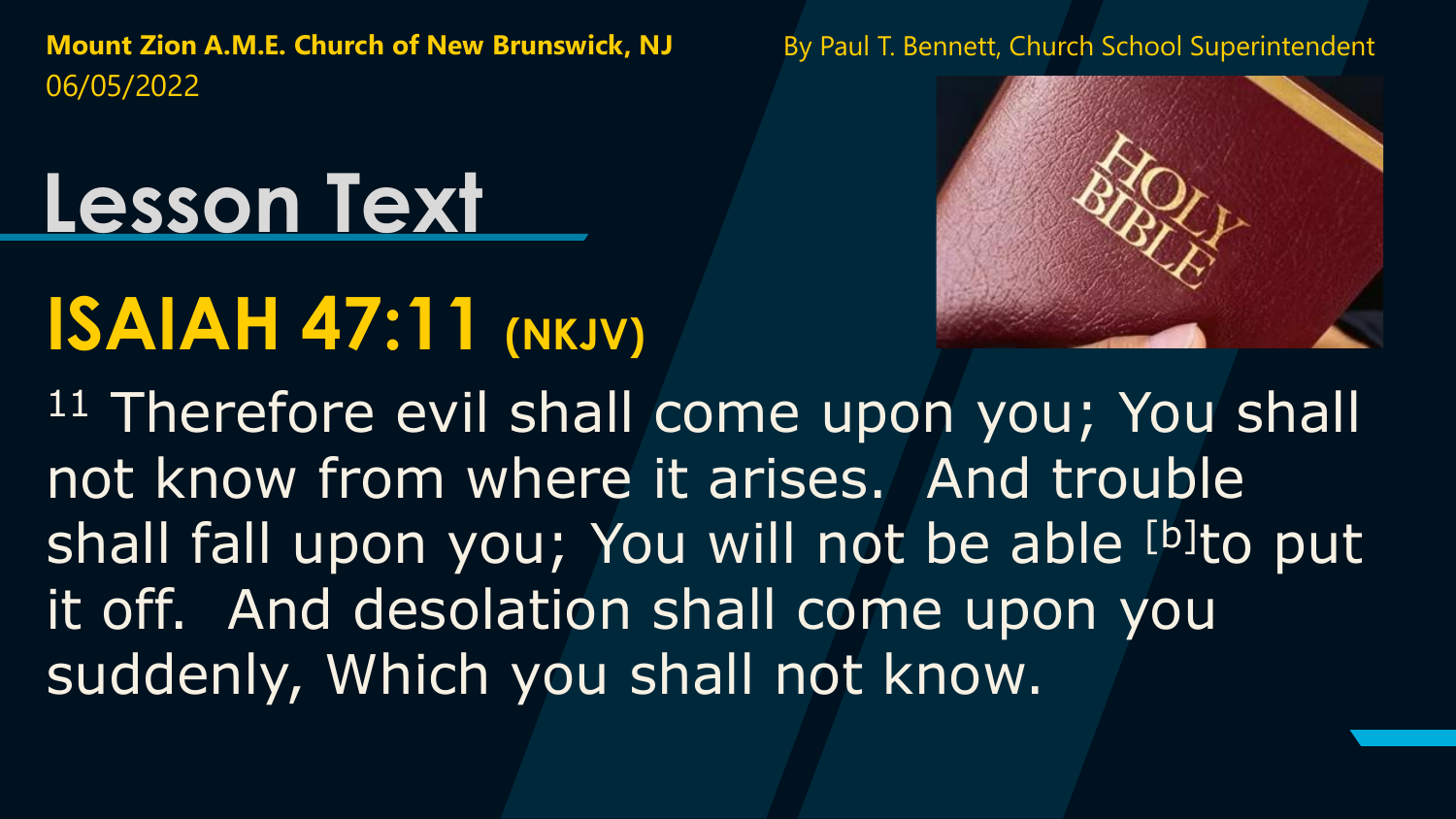**Mount Zion A.M.E. Church of New Brunswick, NJ**
06/05/2022

By Paul T. Bennett, Church School Superintendent

# Lesson Text

## ISAIAH 47:11 (NKJV)

11 Therefore evil shall come upon you; You shall not know from where it arises. And trouble shall fall upon you; You will not be able [b]to put it off. And desolation shall come upon you suddenly, Which you shall not know.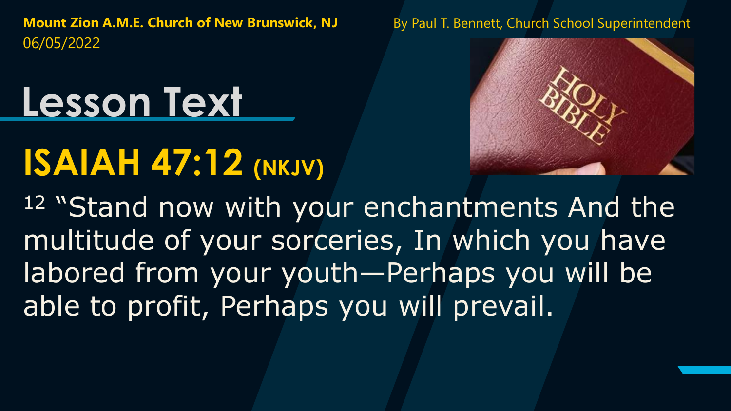**Mount Zion A.M.E. Church of New Brunswick, NJ**
06/05/2022

By Paul T. Bennett, Church School Superintendent

# Lesson Text

## ISAIAH 47:12 (NKJV)

12 "Stand now with your enchantments And the multitude of your sorceries, In which you have labored from your youth—Perhaps you will be able to profit, Perhaps you will prevail.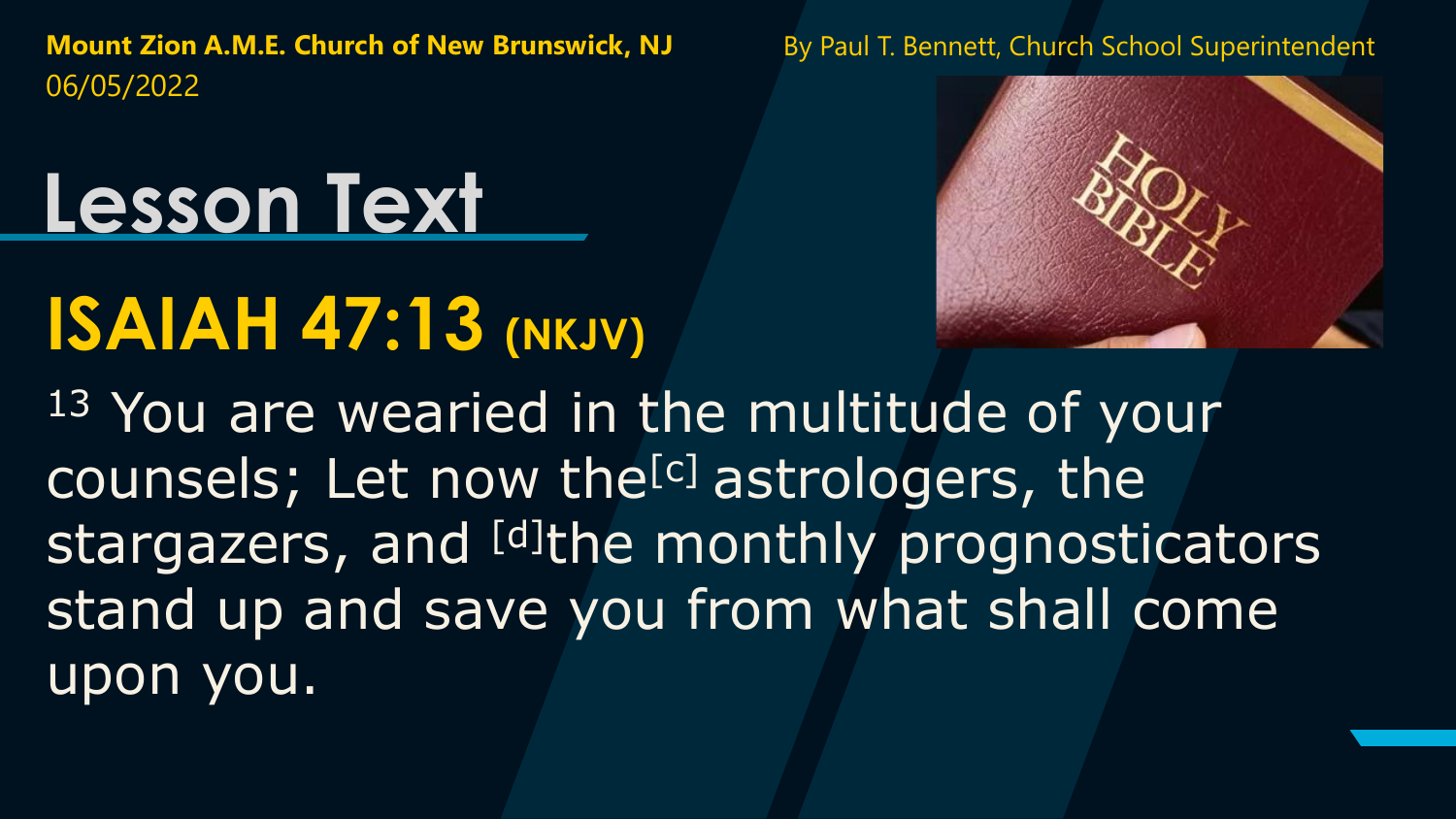**Mount Zion A.M.E. Church of New Brunswick, NJ**
06/05/2022

By Paul T. Bennett, Church School Superintendent

# Lesson Text

## ISAIAH 47:13 (NKJV)

13 You are wearied in the multitude of your counsels; Let now the[c] astrologers, the stargazers, and [d]the monthly prognosticators stand up and save you from what shall come upon you.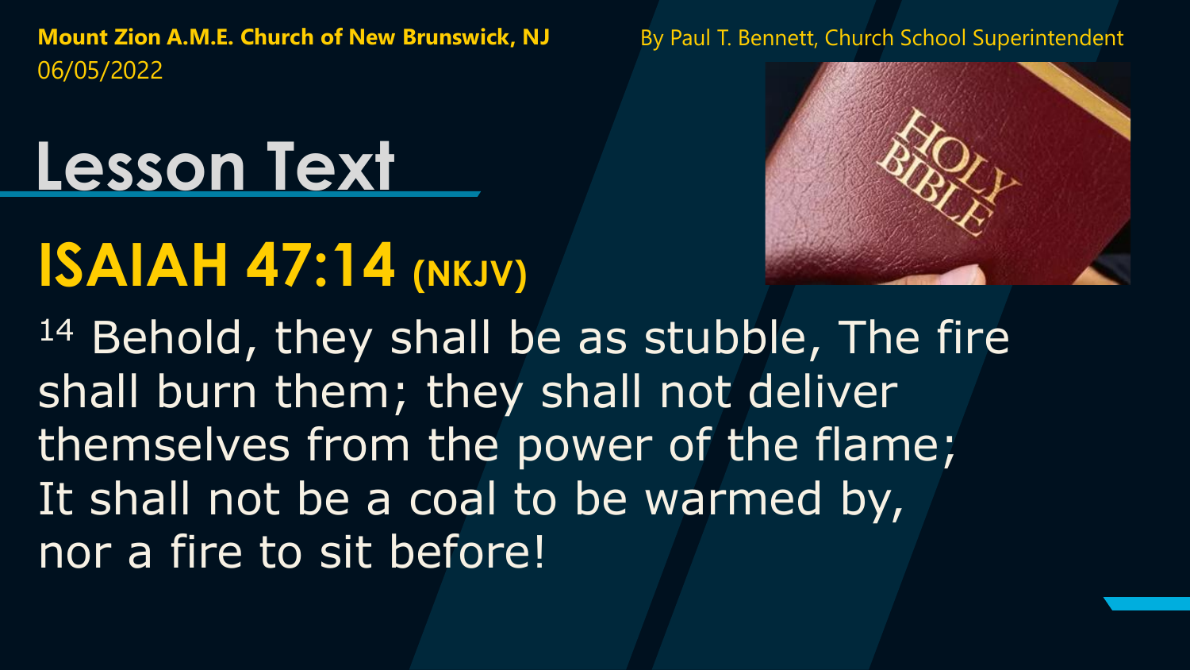**Mount Zion A.M.E. Church of New Brunswick, NJ**
06/05/2022

By Paul T. Bennett, Church School Superintendent

# Lesson Text

## ISAIAH 47:14 (NKJV)

14 Behold, they shall be as stubble, The fire shall burn them; they shall not deliver themselves from the power of the flame;
It shall not be a coal to be warmed by,
nor a fire to sit before!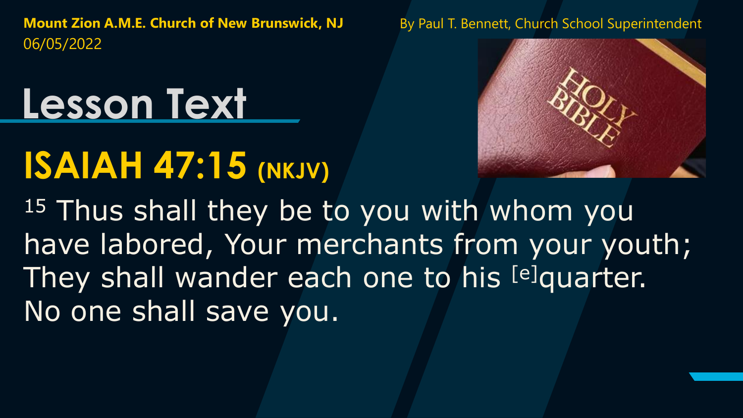**Mount Zion A.M.E. Church of New Brunswick, NJ**
06/05/2022

By Paul T. Bennett, Church School Superintendent

# Lesson Text

## ISAIAH 47:15 (NKJV)

15 Thus shall they be to you with whom you have labored, Your merchants from your youth; They shall wander each one to his [e]quarter. No one shall save you.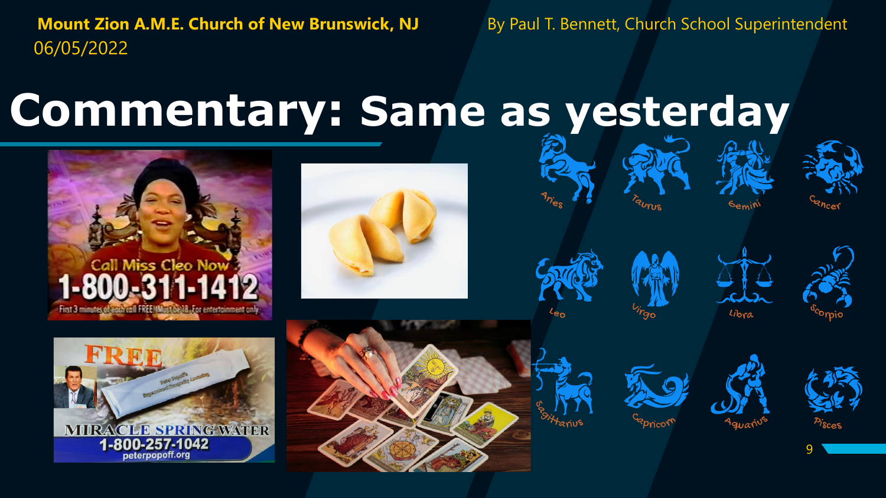**Mount Zion A.M.E. Church of New Brunswick, NJ**
06/05/2022

By Paul T. Bennett, Church School Superintendent

# Commentary: Same as yesterday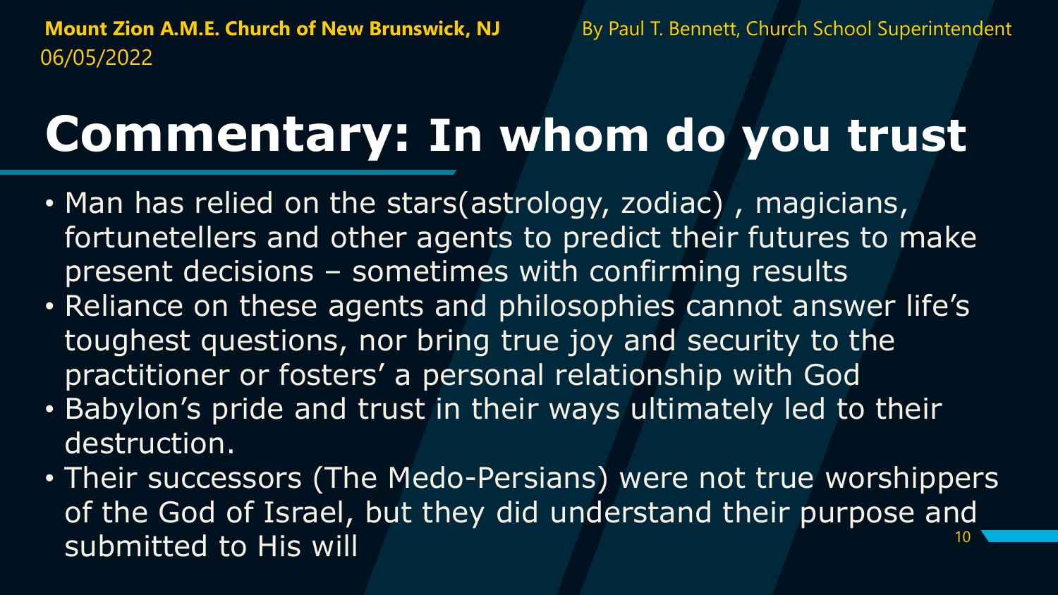**Mount Zion A.M.E. Church of New Brunswick, NJ** By Paul T. Bennett, Church School Superintendent
06/05/2022

# Commentary: In whom do you trust

- Man has relied on the stars(astrology, zodiac) , magicians, fortunetellers and other agents to predict their futures to make present decisions – sometimes with confirming results
- Reliance on these agents and philosophies cannot answer life's toughest questions, nor bring true joy and security to the practitioner or fosters' a personal relationship with God
- Babylon's pride and trust in their ways ultimately led to their destruction.
- Their successors (The Medo-Persians) were not true worshippers of the God of Israel, but they did understand their purpose and submitted to His will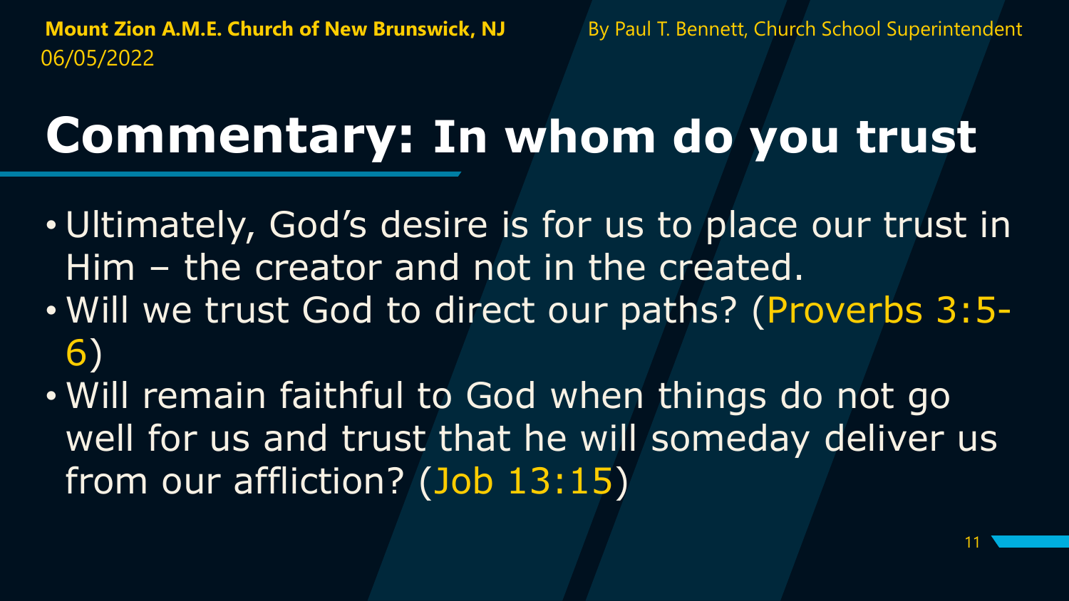# Commentary: In whom do you trust

- Ultimately, God's desire is for us to place our trust in Him – the creator and not in the created.
- Will we trust God to direct our paths? (Proverbs 3:5-6)
- Will remain faithful to God when things do not go well for us and trust that he will someday deliver us from our affliction? (Job 13:15)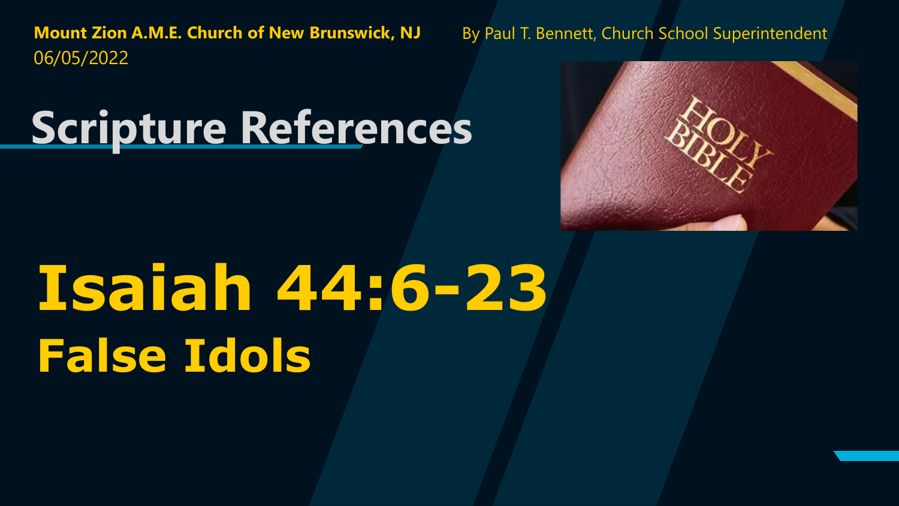**Mount Zion A.M.E. Church of New Brunswick, NJ**
06/05/2022

By Paul T. Bennett, Church School Superintendent

# Scripture References

# Isaiah 44:6-23

## False Idols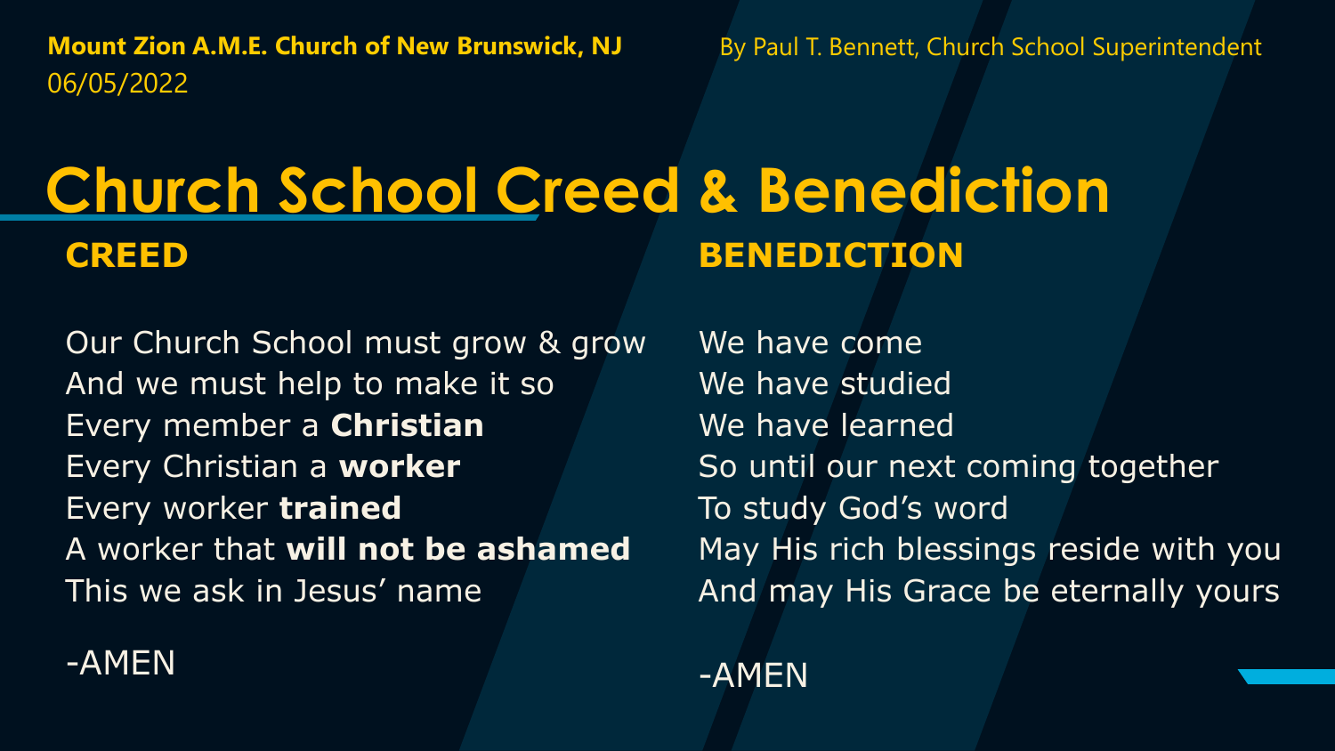**Mount Zion A.M.E. Church of New Brunswick, NJ**
06/05/2022

By Paul T. Bennett, Church School Superintendent

# Church School Creed & Benediction

## CREED

Our Church School must grow & grow
And we must help to make it so
Every member a **Christian**
Every Christian a **worker**
Every worker **trained**
A worker that **will not be ashamed**
This we ask in Jesus' name

-AMEN

## BENEDICTION

We have come
We have studied
We have learned
So until our next coming together
To study God's word
May His rich blessings reside with you
And may His Grace be eternally yours

-AMEN